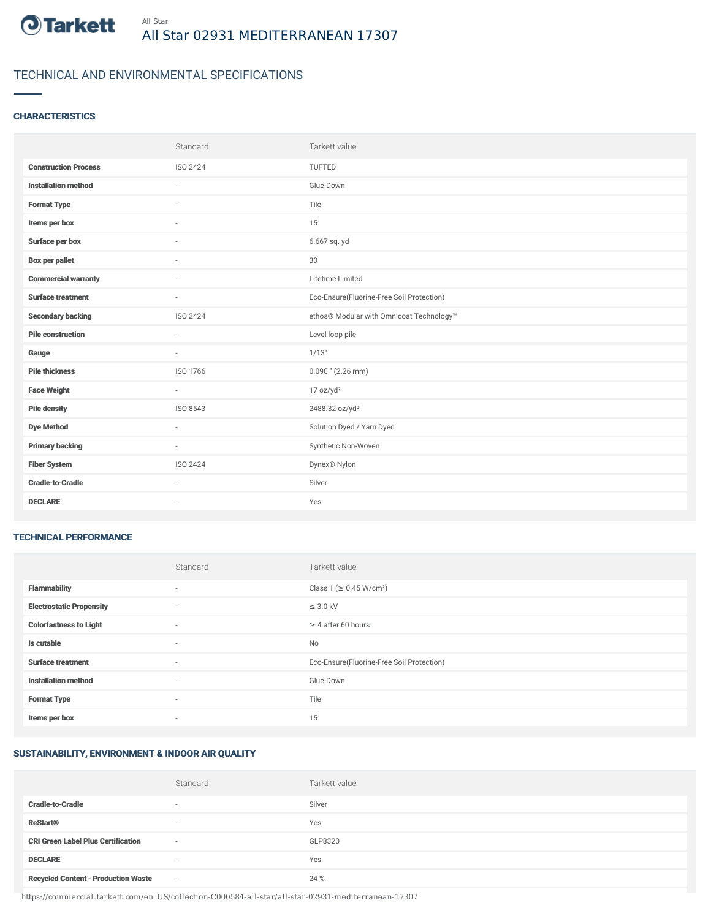Tarkett

All Star

# All Star 02931 MEDITERRANEAN 17307

## TECHNICAL AND ENVIRONMENTAL SPECIFICATIONS

### CHARACTERISTICS

| | Standard | Tarkett value |
|---|---|---|
| **Construction Process** | ISO 2424 | TUFTED |
| **Installation method** | - | Glue-Down |
| **Format Type** | - | Tile |
| **Items per box** | - | 15 |
| **Surface per box** | - | 6.667 sq. yd |
| **Box per pallet** | - | 30 |
| **Commercial warranty** | - | Lifetime Limited |
| **Surface treatment** | - | Eco-Ensure(Fluorine-Free Soil Protection) |
| **Secondary backing** | ISO 2424 | ethos® Modular with Omnicoat Technology™ |
| **Pile construction** | - | Level loop pile |
| **Gauge** | - | 1/13" |
| **Pile thickness** | ISO 1766 | 0.090 " (2.26 mm) |
| **Face Weight** | - | 17 oz/yd² |
| **Pile density** | ISO 8543 | 2488.32 oz/yd³ |
| **Dye Method** | - | Solution Dyed / Yarn Dyed |
| **Primary backing** | - | Synthetic Non-Woven |
| **Fiber System** | ISO 2424 | Dynex® Nylon |
| **Cradle-to-Cradle** | - | Silver |
| **DECLARE** | - | Yes |

### TECHNICAL PERFORMANCE

| | Standard | Tarkett value |
|---|---|---|
| **Flammability** | - | Class 1 (≥ 0.45 W/cm²) |
| **Electrostatic Propensity** | - | ≤ 3.0 kV |
| **Colorfastness to Light** | - | ≥ 4 after 60 hours |
| **Is cutable** | - | No |
| **Surface treatment** | - | Eco-Ensure(Fluorine-Free Soil Protection) |
| **Installation method** | - | Glue-Down |
| **Format Type** | - | Tile |
| **Items per box** | - | 15 |

### SUSTAINABILITY, ENVIRONMENT & INDOOR AIR QUALITY

| | Standard | Tarkett value |
|---|---|---|
| **Cradle-to-Cradle** | - | Silver |
| **ReStart®** | - | Yes |
| **CRI Green Label Plus Certification** | - | GLP8320 |
| **DECLARE** | - | Yes |
| **Recycled Content - Production Waste** | - | 24 % |

https://commercial.tarkett.com/en_US/collection-C000584-all-star/all-star-02931-mediterranean-17307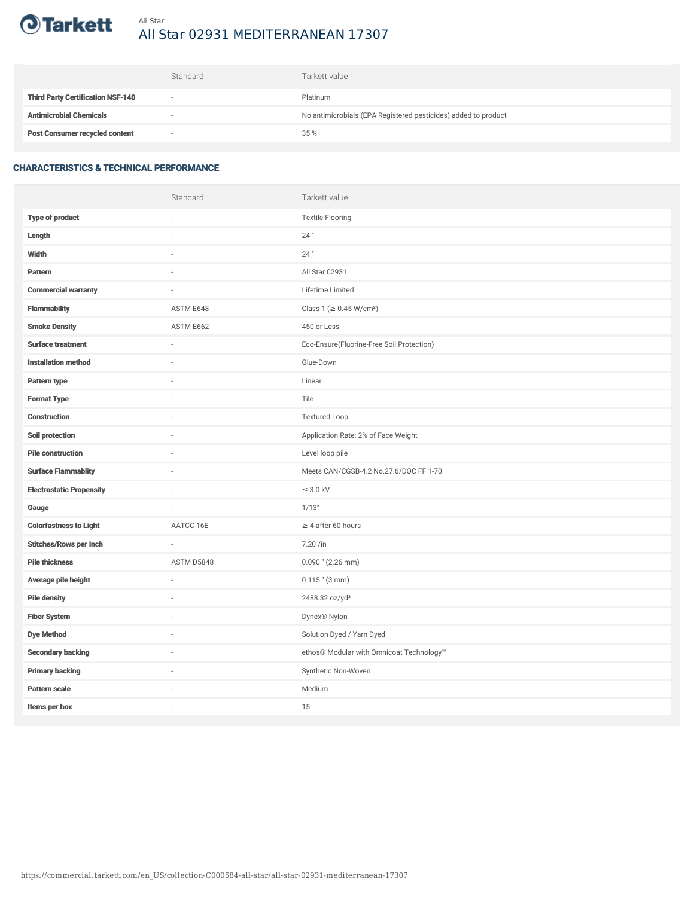All Star

# All Star 02931 MEDITERRANEAN 17307

| | Standard | Tarkett value |
|---|---|---|
| **Third Party Certification NSF-140** | - | Platinum |
| **Antimicrobial Chemicals** | - | No antimicrobials (EPA Registered pesticides) added to product |
| **Post Consumer recycled content** | - | 35 % |

## CHARACTERISTICS & TECHNICAL PERFORMANCE

| | Standard | Tarkett value |
|---|---|---|
| **Type of product** | - | Textile Flooring |
| **Length** | - | 24 " |
| **Width** | - | 24 " |
| **Pattern** | - | All Star 02931 |
| **Commercial warranty** | - | Lifetime Limited |
| **Flammability** | ASTM E648 | Class 1 (≥ 0.45 W/cm²) |
| **Smoke Density** | ASTM E662 | 450 or Less |
| **Surface treatment** | - | Eco-Ensure(Fluorine-Free Soil Protection) |
| **Installation method** | - | Glue-Down |
| **Pattern type** | - | Linear |
| **Format Type** | - | Tile |
| **Construction** | - | Textured Loop |
| **Soil protection** | - | Application Rate: 2% of Face Weight |
| **Pile construction** | - | Level loop pile |
| **Surface Flammablity** | - | Meets CAN/CGSB-4.2 No.27.6/DOC FF 1-70 |
| **Electrostatic Propensity** | - | ≤ 3.0 kV |
| **Gauge** | - | 1/13" |
| **Colorfastness to Light** | AATCC 16E | ≥ 4 after 60 hours |
| **Stitches/Rows per Inch** | - | 7.20 /in |
| **Pile thickness** | ASTM D5848 | 0.090 " (2.26 mm) |
| **Average pile height** | - | 0.115 " (3 mm) |
| **Pile density** | - | 2488.32 oz/yd³ |
| **Fiber System** | - | Dynex® Nylon |
| **Dye Method** | - | Solution Dyed / Yarn Dyed |
| **Secondary backing** | - | ethos® Modular with Omnicoat Technology™ |
| **Primary backing** | - | Synthetic Non-Woven |
| **Pattern scale** | - | Medium |
| **Items per box** | - | 15 |